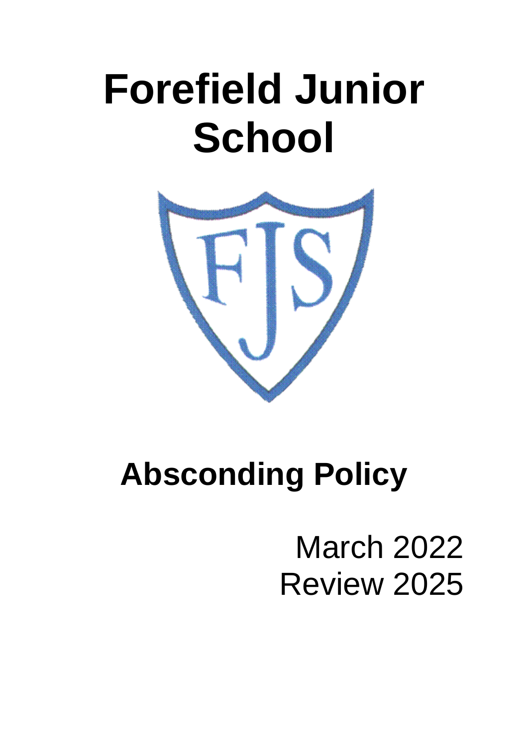# Forefield Junior School

## Absconding Policy

March 2022
Review 2025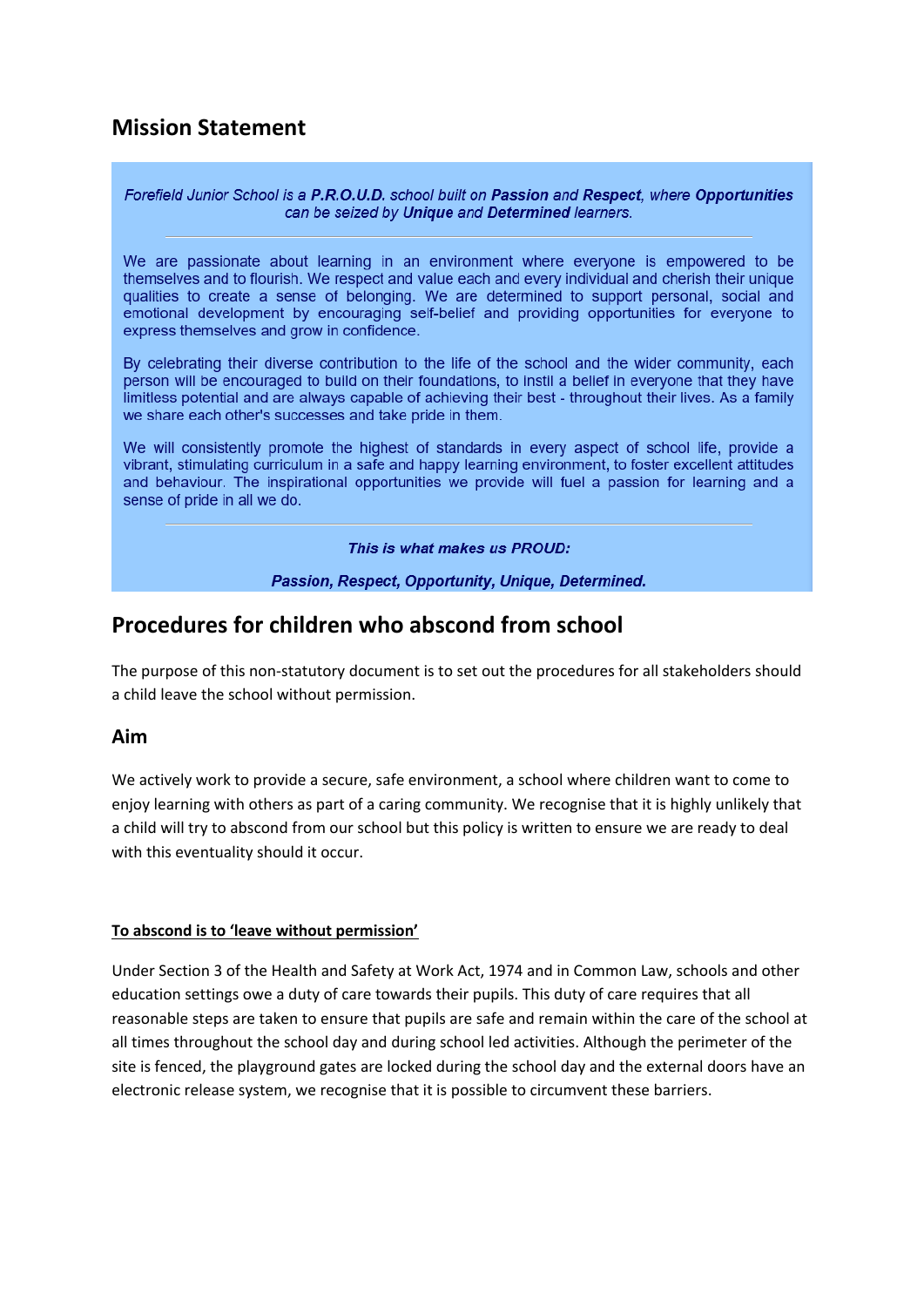## Mission Statement

*Forefield Junior School is a **P.R.O.U.D.** school built on **Passion** and **Respect**, where **Opportunities** can be seized by **Unique** and **Determined** learners.*

---

We are passionate about learning in an environment where everyone is empowered to be themselves and to flourish. We respect and value each and every individual and cherish their unique qualities to create a sense of belonging. We are determined to support personal, social and emotional development by encouraging self-belief and providing opportunities for everyone to express themselves and grow in confidence.

By celebrating their diverse contribution to the life of the school and the wider community, each person will be encouraged to build on their foundations, to instil a belief in everyone that they have limitless potential and are always capable of achieving their best - throughout their lives. As a family we share each other's successes and take pride in them.

We will consistently promote the highest of standards in every aspect of school life, provide a vibrant, stimulating curriculum in a safe and happy learning environment, to foster excellent attitudes and behaviour. The inspirational opportunities we provide will fuel a passion for learning and a sense of pride in all we do.

---

***This is what makes us PROUD:***

***Passion, Respect, Opportunity, Unique, Determined.***

## Procedures for children who abscond from school

The purpose of this non-statutory document is to set out the procedures for all stakeholders should a child leave the school without permission.

### Aim

We actively work to provide a secure, safe environment, a school where children want to come to enjoy learning with others as part of a caring community. We recognise that it is highly unlikely that a child will try to abscond from our school but this policy is written to ensure we are ready to deal with this eventuality should it occur.

**<u>To abscond is to 'leave without permission'</u>**

Under Section 3 of the Health and Safety at Work Act, 1974 and in Common Law, schools and other education settings owe a duty of care towards their pupils. This duty of care requires that all reasonable steps are taken to ensure that pupils are safe and remain within the care of the school at all times throughout the school day and during school led activities. Although the perimeter of the site is fenced, the playground gates are locked during the school day and the external doors have an electronic release system, we recognise that it is possible to circumvent these barriers.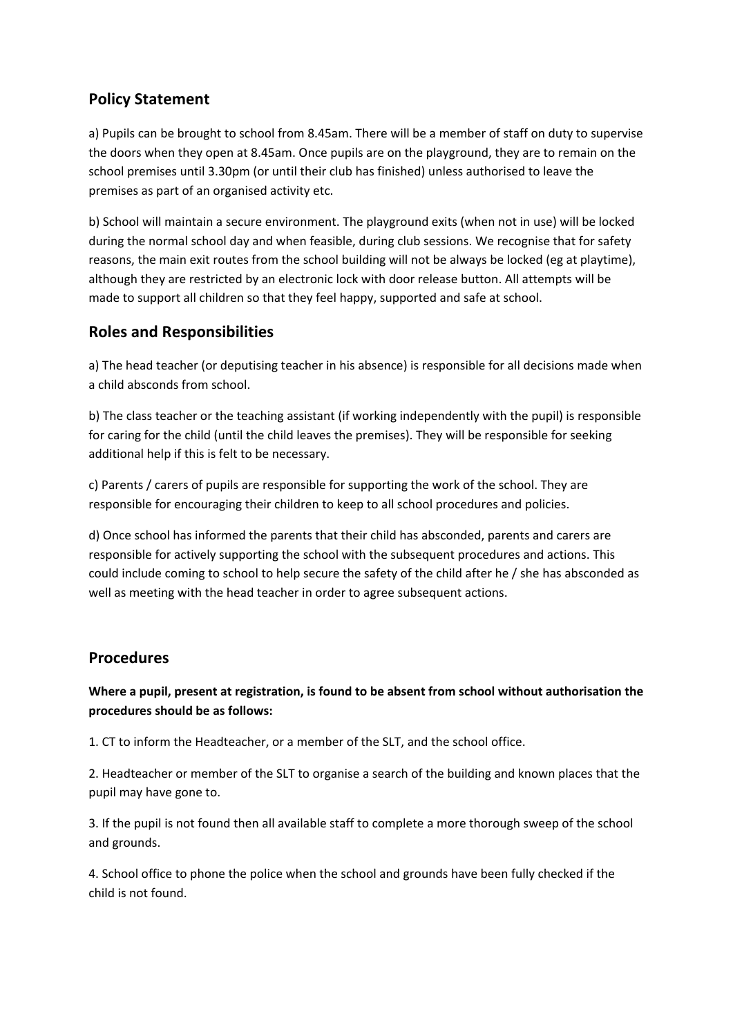## Policy Statement

a) Pupils can be brought to school from 8.45am. There will be a member of staff on duty to supervise the doors when they open at 8.45am. Once pupils are on the playground, they are to remain on the school premises until 3.30pm (or until their club has finished) unless authorised to leave the premises as part of an organised activity etc.

b) School will maintain a secure environment. The playground exits (when not in use) will be locked during the normal school day and when feasible, during club sessions. We recognise that for safety reasons, the main exit routes from the school building will not be always be locked (eg at playtime), although they are restricted by an electronic lock with door release button. All attempts will be made to support all children so that they feel happy, supported and safe at school.

## Roles and Responsibilities

a) The head teacher (or deputising teacher in his absence) is responsible for all decisions made when a child absconds from school.

b) The class teacher or the teaching assistant (if working independently with the pupil) is responsible for caring for the child (until the child leaves the premises). They will be responsible for seeking additional help if this is felt to be necessary.

c) Parents / carers of pupils are responsible for supporting the work of the school. They are responsible for encouraging their children to keep to all school procedures and policies.

d) Once school has informed the parents that their child has absconded, parents and carers are responsible for actively supporting the school with the subsequent procedures and actions. This could include coming to school to help secure the safety of the child after he / she has absconded as well as meeting with the head teacher in order to agree subsequent actions.

## Procedures

**Where a pupil, present at registration, is found to be absent from school without authorisation the procedures should be as follows:**

1. CT to inform the Headteacher, or a member of the SLT, and the school office.

2. Headteacher or member of the SLT to organise a search of the building and known places that the pupil may have gone to.

3. If the pupil is not found then all available staff to complete a more thorough sweep of the school and grounds.

4. School office to phone the police when the school and grounds have been fully checked if the child is not found.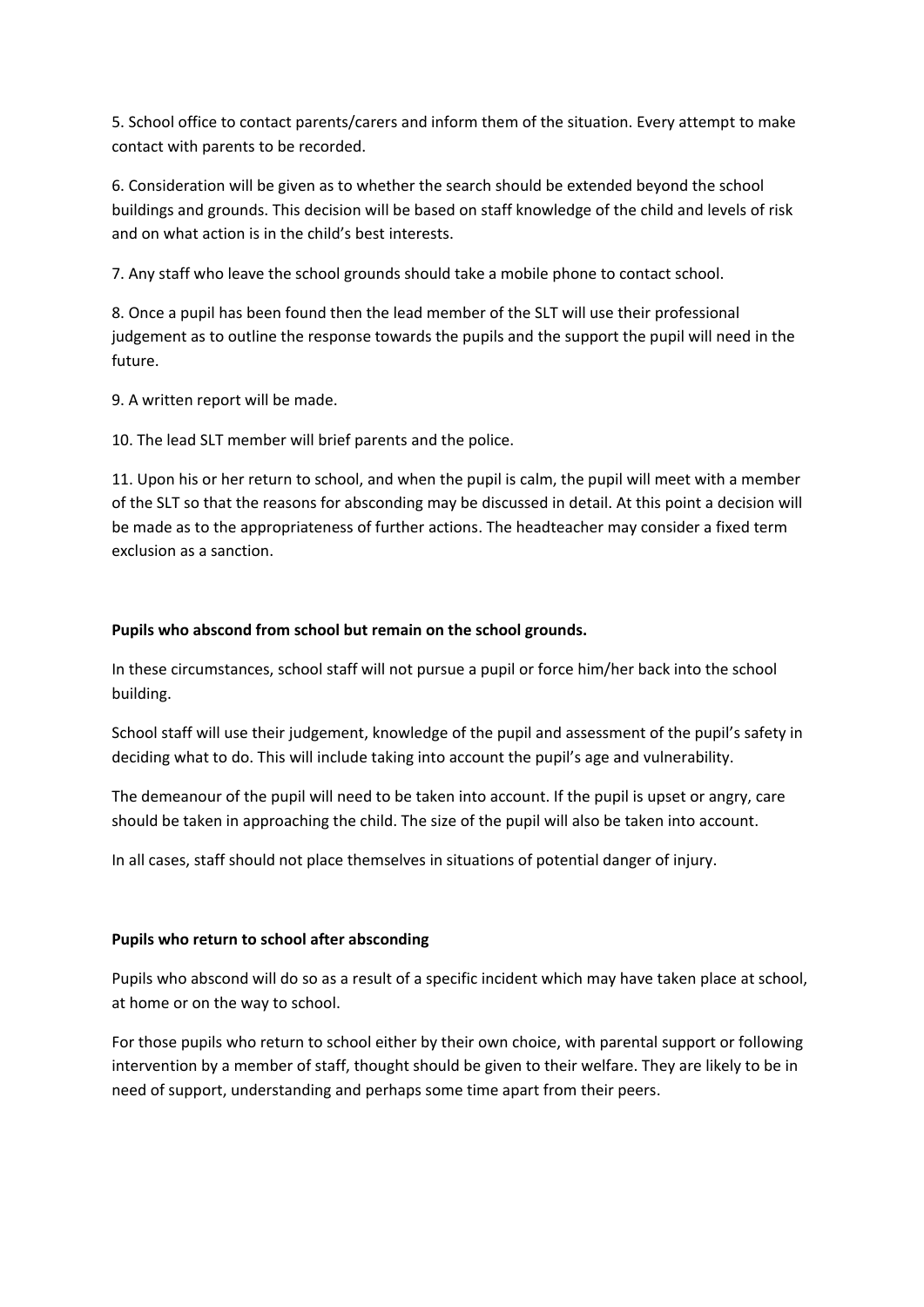5. School office to contact parents/carers and inform them of the situation. Every attempt to make contact with parents to be recorded.

6. Consideration will be given as to whether the search should be extended beyond the school buildings and grounds. This decision will be based on staff knowledge of the child and levels of risk and on what action is in the child's best interests.

7. Any staff who leave the school grounds should take a mobile phone to contact school.

8. Once a pupil has been found then the lead member of the SLT will use their professional judgement as to outline the response towards the pupils and the support the pupil will need in the future.

9. A written report will be made.

10. The lead SLT member will brief parents and the police.

11. Upon his or her return to school, and when the pupil is calm, the pupil will meet with a member of the SLT so that the reasons for absconding may be discussed in detail. At this point a decision will be made as to the appropriateness of further actions. The headteacher may consider a fixed term exclusion as a sanction.

**Pupils who abscond from school but remain on the school grounds.**

In these circumstances, school staff will not pursue a pupil or force him/her back into the school building.

School staff will use their judgement, knowledge of the pupil and assessment of the pupil's safety in deciding what to do. This will include taking into account the pupil's age and vulnerability.

The demeanour of the pupil will need to be taken into account. If the pupil is upset or angry, care should be taken in approaching the child. The size of the pupil will also be taken into account.

In all cases, staff should not place themselves in situations of potential danger of injury.

**Pupils who return to school after absconding**

Pupils who abscond will do so as a result of a specific incident which may have taken place at school, at home or on the way to school.

For those pupils who return to school either by their own choice, with parental support or following intervention by a member of staff, thought should be given to their welfare. They are likely to be in need of support, understanding and perhaps some time apart from their peers.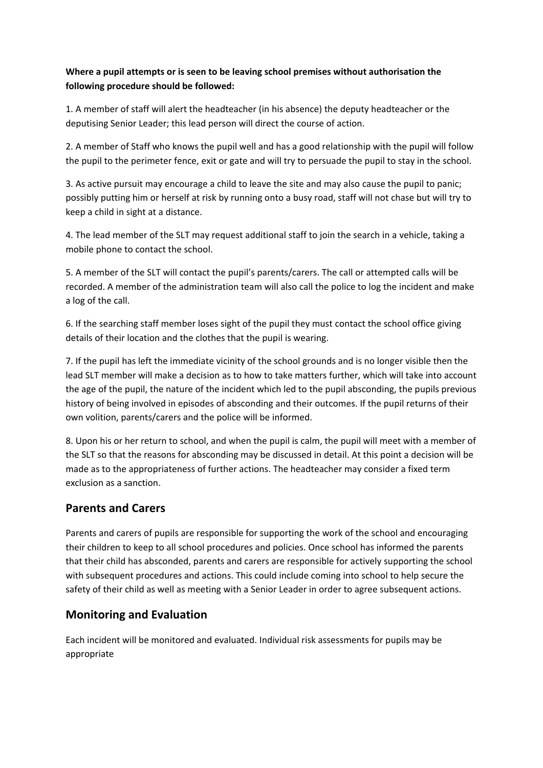**Where a pupil attempts or is seen to be leaving school premises without authorisation the following procedure should be followed:**

1. A member of staff will alert the headteacher (in his absence) the deputy headteacher or the deputising Senior Leader; this lead person will direct the course of action.

2. A member of Staff who knows the pupil well and has a good relationship with the pupil will follow the pupil to the perimeter fence, exit or gate and will try to persuade the pupil to stay in the school.

3. As active pursuit may encourage a child to leave the site and may also cause the pupil to panic; possibly putting him or herself at risk by running onto a busy road, staff will not chase but will try to keep a child in sight at a distance.

4. The lead member of the SLT may request additional staff to join the search in a vehicle, taking a mobile phone to contact the school.

5. A member of the SLT will contact the pupil's parents/carers. The call or attempted calls will be recorded. A member of the administration team will also call the police to log the incident and make a log of the call.

6. If the searching staff member loses sight of the pupil they must contact the school office giving details of their location and the clothes that the pupil is wearing.

7. If the pupil has left the immediate vicinity of the school grounds and is no longer visible then the lead SLT member will make a decision as to how to take matters further, which will take into account the age of the pupil, the nature of the incident which led to the pupil absconding, the pupils previous history of being involved in episodes of absconding and their outcomes. If the pupil returns of their own volition, parents/carers and the police will be informed.

8. Upon his or her return to school, and when the pupil is calm, the pupil will meet with a member of the SLT so that the reasons for absconding may be discussed in detail. At this point a decision will be made as to the appropriateness of further actions. The headteacher may consider a fixed term exclusion as a sanction.

## Parents and Carers

Parents and carers of pupils are responsible for supporting the work of the school and encouraging their children to keep to all school procedures and policies. Once school has informed the parents that their child has absconded, parents and carers are responsible for actively supporting the school with subsequent procedures and actions. This could include coming into school to help secure the safety of their child as well as meeting with a Senior Leader in order to agree subsequent actions.

## Monitoring and Evaluation

Each incident will be monitored and evaluated. Individual risk assessments for pupils may be appropriate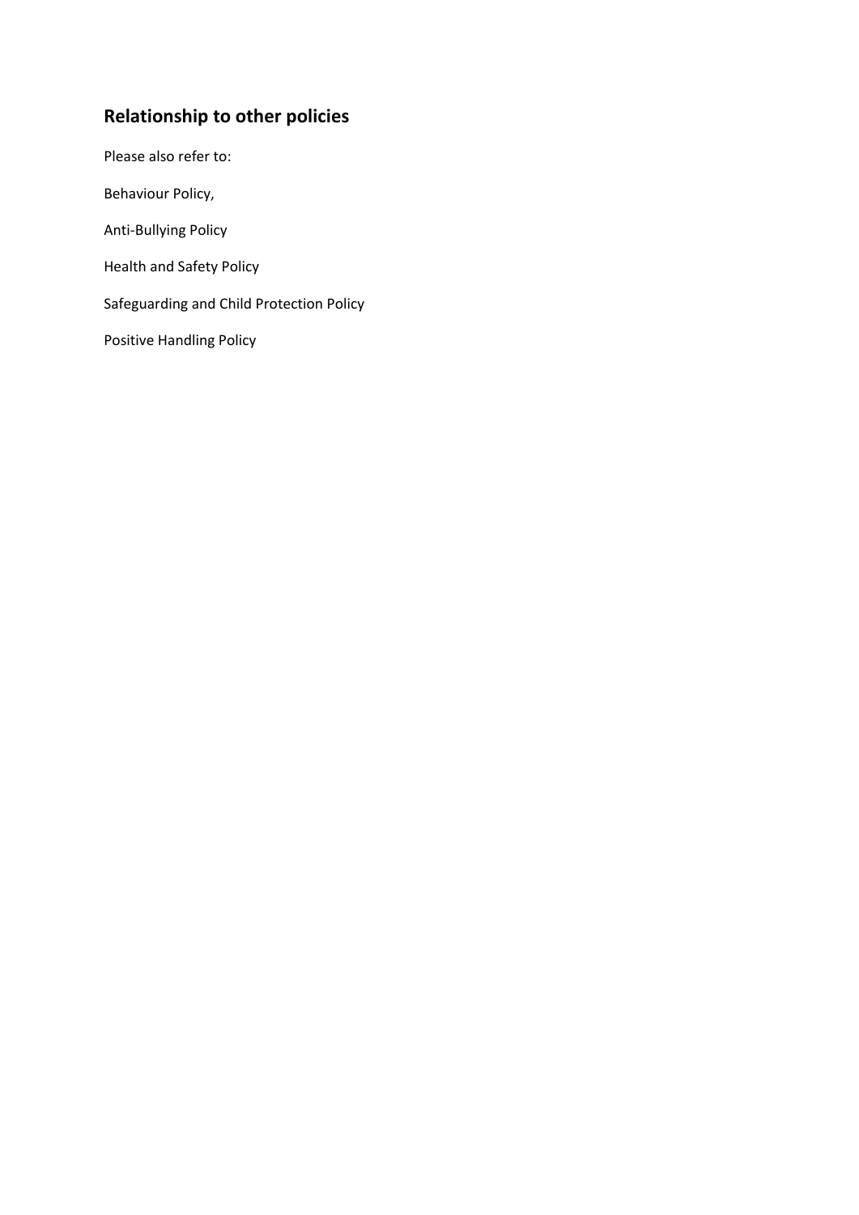## Relationship to other policies

Please also refer to:

Behaviour Policy,

Anti-Bullying Policy

Health and Safety Policy

Safeguarding and Child Protection Policy

Positive Handling Policy